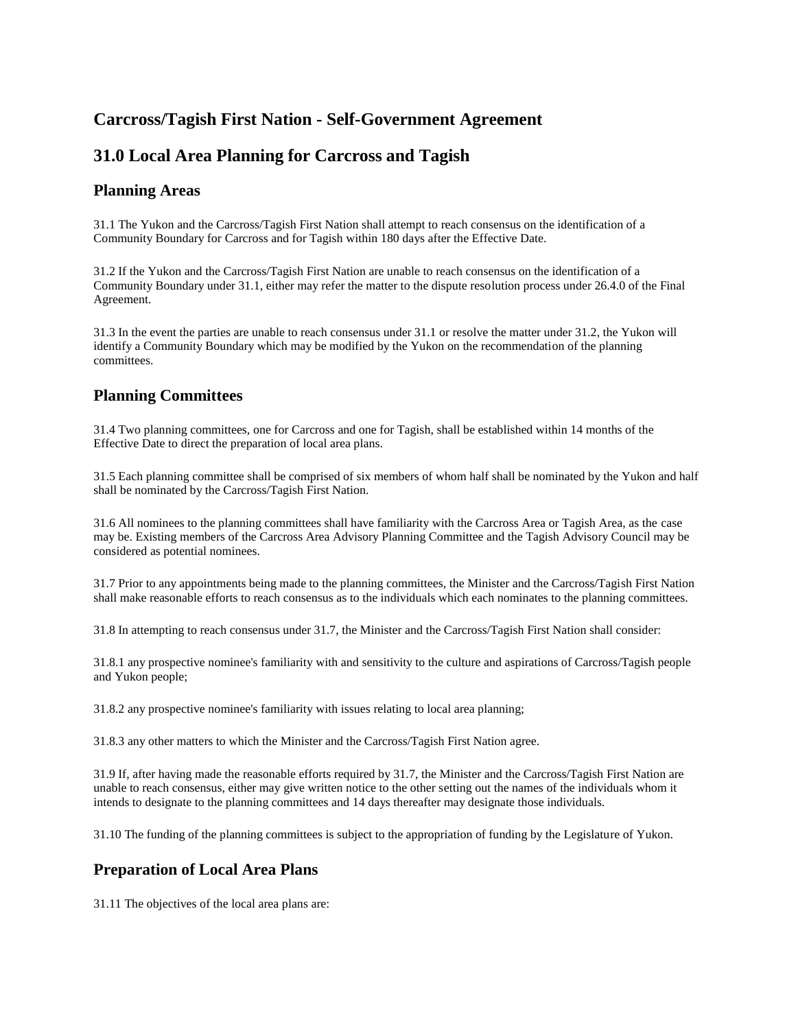# Carcross/Tagish First Nation - Self-Government Agreement

## 31.0 Local Area Planning for Carcross and Tagish

### Planning Areas

31.1 The Yukon and the Carcross/Tagish First Nation shall attempt to reach consensus on the identification of a Community Boundary for Carcross and for Tagish within 180 days after the Effective Date.

31.2 If the Yukon and the Carcross/Tagish First Nation are unable to reach consensus on the identification of a Community Boundary under 31.1, either may refer the matter to the dispute resolution process under 26.4.0 of the Final Agreement.

31.3 In the event the parties are unable to reach consensus under 31.1 or resolve the matter under 31.2, the Yukon will identify a Community Boundary which may be modified by the Yukon on the recommendation of the planning committees.

### Planning Committees

31.4 Two planning committees, one for Carcross and one for Tagish, shall be established within 14 months of the Effective Date to direct the preparation of local area plans.

31.5 Each planning committee shall be comprised of six members of whom half shall be nominated by the Yukon and half shall be nominated by the Carcross/Tagish First Nation.

31.6 All nominees to the planning committees shall have familiarity with the Carcross Area or Tagish Area, as the case may be. Existing members of the Carcross Area Advisory Planning Committee and the Tagish Advisory Council may be considered as potential nominees.

31.7 Prior to any appointments being made to the planning committees, the Minister and the Carcross/Tagish First Nation shall make reasonable efforts to reach consensus as to the individuals which each nominates to the planning committees.

31.8 In attempting to reach consensus under 31.7, the Minister and the Carcross/Tagish First Nation shall consider:

31.8.1 any prospective nominee's familiarity with and sensitivity to the culture and aspirations of Carcross/Tagish people and Yukon people;

31.8.2 any prospective nominee's familiarity with issues relating to local area planning;

31.8.3 any other matters to which the Minister and the Carcross/Tagish First Nation agree.

31.9 If, after having made the reasonable efforts required by 31.7, the Minister and the Carcross/Tagish First Nation are unable to reach consensus, either may give written notice to the other setting out the names of the individuals whom it intends to designate to the planning committees and 14 days thereafter may designate those individuals.

31.10 The funding of the planning committees is subject to the appropriation of funding by the Legislature of Yukon.

### Preparation of Local Area Plans

31.11 The objectives of the local area plans are: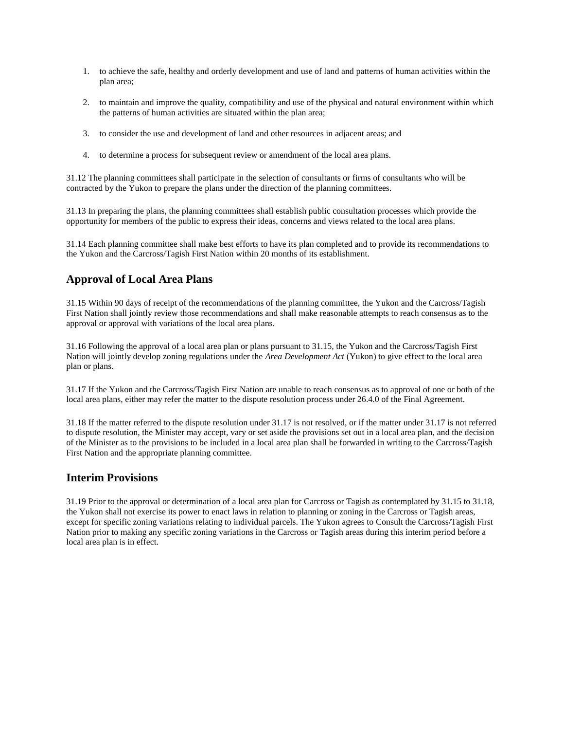1. to achieve the safe, healthy and orderly development and use of land and patterns of human activities within the plan area;
2. to maintain and improve the quality, compatibility and use of the physical and natural environment within which the patterns of human activities are situated within the plan area;
3. to consider the use and development of land and other resources in adjacent areas; and
4. to determine a process for subsequent review or amendment of the local area plans.

31.12 The planning committees shall participate in the selection of consultants or firms of consultants who will be contracted by the Yukon to prepare the plans under the direction of the planning committees.

31.13 In preparing the plans, the planning committees shall establish public consultation processes which provide the opportunity for members of the public to express their ideas, concerns and views related to the local area plans.

31.14 Each planning committee shall make best efforts to have its plan completed and to provide its recommendations to the Yukon and the Carcross/Tagish First Nation within 20 months of its establishment.

## Approval of Local Area Plans

31.15 Within 90 days of receipt of the recommendations of the planning committee, the Yukon and the Carcross/Tagish First Nation shall jointly review those recommendations and shall make reasonable attempts to reach consensus as to the approval or approval with variations of the local area plans.

31.16 Following the approval of a local area plan or plans pursuant to 31.15, the Yukon and the Carcross/Tagish First Nation will jointly develop zoning regulations under the *Area Development Act* (Yukon) to give effect to the local area plan or plans.

31.17 If the Yukon and the Carcross/Tagish First Nation are unable to reach consensus as to approval of one or both of the local area plans, either may refer the matter to the dispute resolution process under 26.4.0 of the Final Agreement.

31.18 If the matter referred to the dispute resolution under 31.17 is not resolved, or if the matter under 31.17 is not referred to dispute resolution, the Minister may accept, vary or set aside the provisions set out in a local area plan, and the decision of the Minister as to the provisions to be included in a local area plan shall be forwarded in writing to the Carcross/Tagish First Nation and the appropriate planning committee.

## Interim Provisions

31.19 Prior to the approval or determination of a local area plan for Carcross or Tagish as contemplated by 31.15 to 31.18, the Yukon shall not exercise its power to enact laws in relation to planning or zoning in the Carcross or Tagish areas, except for specific zoning variations relating to individual parcels. The Yukon agrees to Consult the Carcross/Tagish First Nation prior to making any specific zoning variations in the Carcross or Tagish areas during this interim period before a local area plan is in effect.